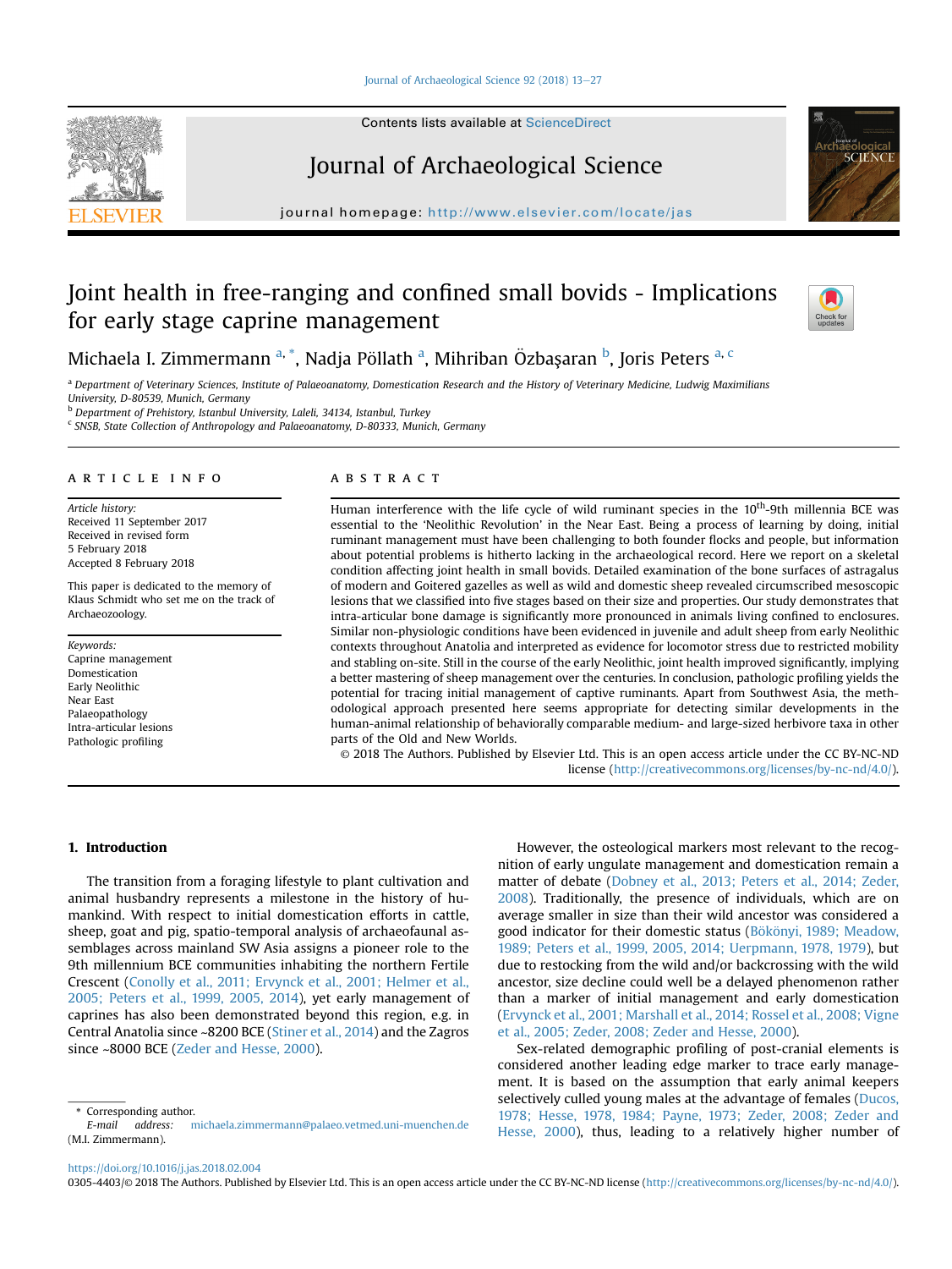# Joint health in free-ranging and confined small bovids - Implications for early stage caprine management

Michaela I. Zimmermann [a,*], Nadja Pöllath [a], Mihriban Özbaşaran [b], Joris Peters [a,c]

[a] Department of Veterinary Sciences, Institute of Palaeoanatomy, Domestication Research and the History of Veterinary Medicine, Ludwig Maximilians University, D-80539, Munich, Germany

[b] Department of Prehistory, Istanbul University, Laleli, 34134, Istanbul, Turkey

[c] SNSB, State Collection of Anthropology and Palaeoanatomy, D-80333, Munich, Germany

## ARTICLE INFO

*Article history:*
Received 11 September 2017
Received in revised form
5 February 2018
Accepted 8 February 2018

This paper is dedicated to the memory of Klaus Schmidt who set me on the track of Archaeozoology.

*Keywords:*
Caprine management
Domestication
Early Neolithic
Near East
Palaeopathology
Intra-articular lesions
Pathologic profiling

## ABSTRACT

Human interference with the life cycle of wild ruminant species in the 10$^{th}$-9th millennia BCE was essential to the 'Neolithic Revolution' in the Near East. Being a process of learning by doing, initial ruminant management must have been challenging to both founder flocks and people, but information about potential problems is hitherto lacking in the archaeological record. Here we report on a skeletal condition affecting joint health in small bovids. Detailed examination of the bone surfaces of astragalus of modern and Goitered gazelles as well as wild and domestic sheep revealed circumscribed mesoscopic lesions that we classified into five stages based on their size and properties. Our study demonstrates that intra-articular bone damage is significantly more pronounced in animals living confined to enclosures. Similar non-physiologic conditions have been evidenced in juvenile and adult sheep from early Neolithic contexts throughout Anatolia and interpreted as evidence for locomotor stress due to restricted mobility and stabling on-site. Still in the course of the early Neolithic, joint health improved significantly, implying a better mastering of sheep management over the centuries. In conclusion, pathologic profiling yields the potential for tracing initial management of captive ruminants. Apart from Southwest Asia, the methodological approach presented here seems appropriate for detecting similar developments in the human-animal relationship of behaviorally comparable medium- and large-sized herbivore taxa in other parts of the Old and New Worlds.

© 2018 The Authors. Published by Elsevier Ltd. This is an open access article under the CC BY-NC-ND license (http://creativecommons.org/licenses/by-nc-nd/4.0/).

## 1. Introduction

The transition from a foraging lifestyle to plant cultivation and animal husbandry represents a milestone in the history of humankind. With respect to initial domestication efforts in cattle, sheep, goat and pig, spatio-temporal analysis of archaeofaunal assemblages across mainland SW Asia assigns a pioneer role to the 9th millennium BCE communities inhabiting the northern Fertile Crescent (Conolly et al., 2011; Ervynck et al., 2001; Helmer et al., 2005; Peters et al., 2014), yet early management of caprines has also been demonstrated beyond this region, e.g. in Central Anatolia since ~8200 BCE (Stiner et al., 2014) and the Zagros since ~8000 BCE (Zeder and Hesse, 2000).

However, the osteological markers most relevant to the recognition of early ungulate management and domestication remain a matter of debate (Dobney et al., 2013; Peters et al., 2014; Zeder, 2008). Traditionally, the presence of individuals, which are on average smaller in size than their wild ancestor was considered a good indicator for their domestic status (Bökönyi, 1989; Meadow, 1989; Peters et al., 1999, 2005, 2014; Uerpmann, 1978, 1979), but due to restocking from the wild and/or backcrossing with the wild ancestor, size decline could well be a delayed phenomenon rather than a marker of initial management and early domestication (Ervynck et al., 2001; Marshall et al., 2014; Rossel et al., 2008; Vigne et al., 2005; Zeder, 2008; Zeder and Hesse, 2000).

Sex-related demographic profiling of post-cranial elements is considered another leading edge marker to trace early management. It is based on the assumption that early animal keepers selectively culled young males at the advantage of females (Ducos, 1978; Hesse, 1978, 1984; Payne, 1973; Zeder, 2008; Zeder and Hesse, 2000), thus, leading to a relatively higher number of

\* Corresponding author.
*E-mail address:* michaela.zimmermann@palaeo.vetmed.uni-muenchen.de (M.I. Zimmermann).

https://doi.org/10.1016/j.jas.2018.02.004
0305-4403/© 2018 The Authors. Published by Elsevier Ltd. This is an open access article under the CC BY-NC-ND license (http://creativecommons.org/licenses/by-nc-nd/4.0/).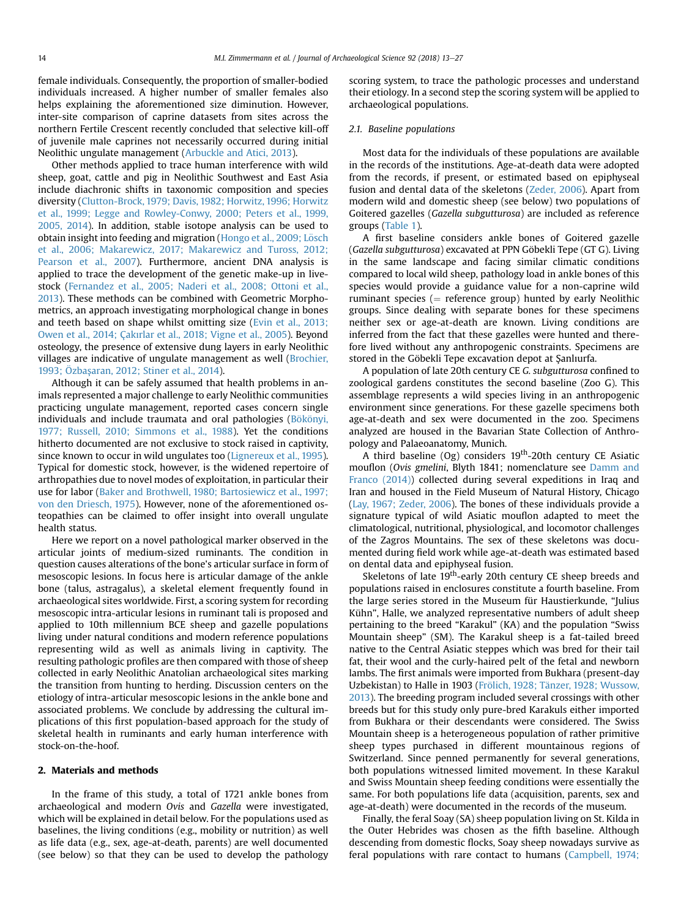female individuals. Consequently, the proportion of smaller-bodied individuals increased. A higher number of smaller females also helps explaining the aforementioned size diminution. However, inter-site comparison of caprine datasets from sites across the northern Fertile Crescent recently concluded that selective kill-off of juvenile male caprines not necessarily occurred during initial Neolithic ungulate management (Arbuckle and Atici, 2013).

Other methods applied to trace human interference with wild sheep, goat, cattle and pig in Neolithic Southwest and East Asia include diachronic shifts in taxonomic composition and species diversity (Clutton-Brock, 1979; Davis, 1982; Horwitz, 1996; Horwitz et al., 1999; Legge and Rowley-Conwy, 2000; Peters et al., 1999, 2005, 2014). In addition, stable isotope analysis can be used to obtain insight into feeding and migration (Hongo et al., 2009; Lösch et al., 2006; Makarewicz, 2017; Makarewicz and Tuross, 2012; Pearson et al., 2007). Furthermore, ancient DNA analysis is applied to trace the development of the genetic make-up in livestock (Fernandez et al., 2005; Naderi et al., 2008; Ottoni et al., 2013). These methods can be combined with Geometric Morphometrics, an approach investigating morphological change in bones and teeth based on shape whilst omitting size (Evin et al., 2013; Owen et al., 2014; Çakırlar et al., 2018; Vigne et al., 2005). Beyond osteology, the presence of extensive dung layers in early Neolithic villages are indicative of ungulate management as well (Brochier, 1993; Özbaşaran, 2012; Stiner et al., 2014).

Although it can be safely assumed that health problems in animals represented a major challenge to early Neolithic communities practicing ungulate management, reported cases concern single individuals and include traumata and oral pathologies (Bökönyi, 1977; Russell, 2010; Simmons et al., 1988). Yet the conditions hitherto documented are not exclusive to stock raised in captivity, since known to occur in wild ungulates too (Lignereux et al., 1995). Typical for domestic stock, however, is the widened repertoire of arthropathies due to novel modes of exploitation, in particular their use for labor (Baker and Brothwell, 1980; Bartosiewicz et al., 1997; von den Driesch, 1975). However, none of the aforementioned osteopathies can be claimed to offer insight into overall ungulate health status.

Here we report on a novel pathological marker observed in the articular joints of medium-sized ruminants. The condition in question causes alterations of the bone's articular surface in form of mesoscopic lesions. In focus here is articular damage of the ankle bone (talus, astragalus), a skeletal element frequently found in archaeological sites worldwide. First, a scoring system for recording mesoscopic intra-articular lesions in ruminant tali is proposed and applied to 10th millennium BCE sheep and gazelle populations living under natural conditions and modern reference populations representing wild as well as animals living in captivity. The resulting pathologic profiles are then compared with those of sheep collected in early Neolithic Anatolian archaeological sites marking the transition from hunting to herding. Discussion centers on the etiology of intra-articular mesoscopic lesions in the ankle bone and associated problems. We conclude by addressing the cultural implications of this first population-based approach for the study of skeletal health in ruminants and early human interference with stock-on-the-hoof.

## 2. Materials and methods

In the frame of this study, a total of 1721 ankle bones from archaeological and modern *Ovis* and *Gazella* were investigated, which will be explained in detail below. For the populations used as baselines, the living conditions (e.g., mobility or nutrition) as well as life data (e.g., sex, age-at-death, parents) are well documented (see below) so that they can be used to develop the pathology scoring system, to trace the pathologic processes and understand their etiology. In a second step the scoring system will be applied to archaeological populations.

### 2.1. Baseline populations

Most data for the individuals of these populations are available in the records of the institutions. Age-at-death data were adopted from the records, if present, or estimated based on epiphyseal fusion and dental data of the skeletons (Zeder, 2006). Apart from modern wild and domestic sheep (see below) two populations of Goitered gazelles (*Gazella subgutturosa*) are included as reference groups (Table 1).

A first baseline considers ankle bones of Goitered gazelle (*Gazella subgutturosa*) excavated at PPN Göbekli Tepe (GT G). Living in the same landscape and facing similar climatic conditions compared to local wild sheep, pathology load in ankle bones of this species would provide a guidance value for a non-caprine wild ruminant species (= reference group) hunted by early Neolithic groups. Since dealing with separate bones for these specimens neither sex or age-at-death are known. Living conditions are inferred from the fact that these gazelles were hunted and therefore lived without any anthropogenic constraints. Specimens are stored in the Göbekli Tepe excavation depot at Şanlıurfa.

A population of late 20th century CE *G. subgutturosa* confined to zoological gardens constitutes the second baseline (Zoo G). This assemblage represents a wild species living in an anthropogenic environment since generations. For these gazelle specimens both age-at-death and sex were documented in the zoo. Specimens analyzed are housed in the Bavarian State Collection of Anthropology and Palaeoanatomy, Munich.

A third baseline (Og) considers 19th-20th century CE Asiatic mouflon (*Ovis gmelini*, Blyth 1841; nomenclature see Damm and Franco (2014)) collected during several expeditions in Iraq and Iran and housed in the Field Museum of Natural History, Chicago (Lay, 1967; Zeder, 2006). The bones of these individuals provide a signature typical of wild Asiatic mouflon adapted to meet the climatological, nutritional, physiological, and locomotor challenges of the Zagros Mountains. The sex of these skeletons was documented during field work while age-at-death was estimated based on dental data and epiphyseal fusion.

Skeletons of late 19th-early 20th century CE sheep breeds and populations raised in enclosures constitute a fourth baseline. From the large series stored in the Museum für Haustierkunde, "Julius Kühn", Halle, we analyzed representative numbers of adult sheep pertaining to the breed "Karakul" (KA) and the population "Swiss Mountain sheep" (SM). The Karakul sheep is a fat-tailed breed native to the Central Asiatic steppes which was bred for their tail fat, their wool and the curly-haired pelt of the fetal and newborn lambs. The first animals were imported from Bukhara (present-day Uzbekistan) to Halle in 1903 (Frölich, 1928; Tänzer, 1928; Wussow, 2013). The breeding program included several crossings with other breeds but for this study only pure-bred Karakuls either imported from Bukhara or their descendants were considered. The Swiss Mountain sheep is a heterogeneous population of rather primitive sheep types purchased in different mountainous regions of Switzerland. Since penned permanently for several generations, both populations witnessed limited movement. In these Karakul and Swiss Mountain sheep feeding conditions were essentially the same. For both populations life data (acquisition, parents, sex and age-at-death) were documented in the records of the museum.

Finally, the feral Soay (SA) sheep population living on St. Kilda in the Outer Hebrides was chosen as the fifth baseline. Although descending from domestic flocks, Soay sheep nowadays survive as feral populations with rare contact to humans (Campbell, 1974;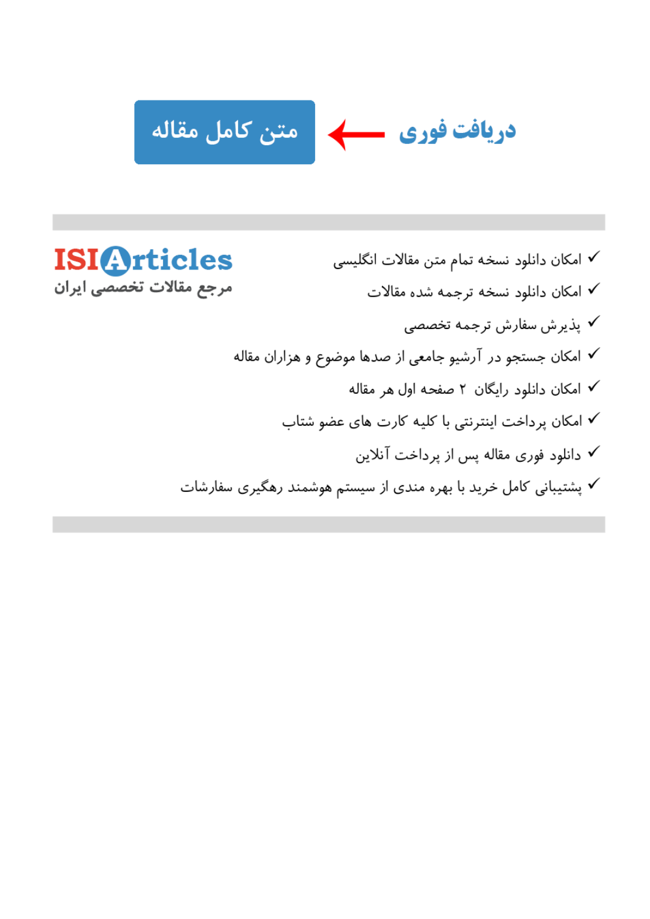دریافت فوری ← **متن کامل مقاله**

**ISIArticles**
مرجع مقالات تخصصی ایران

- ✓ امکان دانلود نسخه تمام متن مقالات انگلیسی
- ✓ امکان دانلود نسخه ترجمه شده مقالات
- ✓ پذیرش سفارش ترجمه تخصصی
- ✓ امکان جستجو در آرشیو جامعی از صدها موضوع و هزاران مقاله
- ✓ امکان دانلود رایگان ۲ صفحه اول هر مقاله
- ✓ امکان پرداخت اینترنتی با کلیه کارت های عضو شتاب
- ✓ دانلود فوری مقاله پس از پرداخت آنلاین
- ✓ پشتیبانی کامل خرید با بهره مندی از سیستم هوشمند رهگیری سفارشات